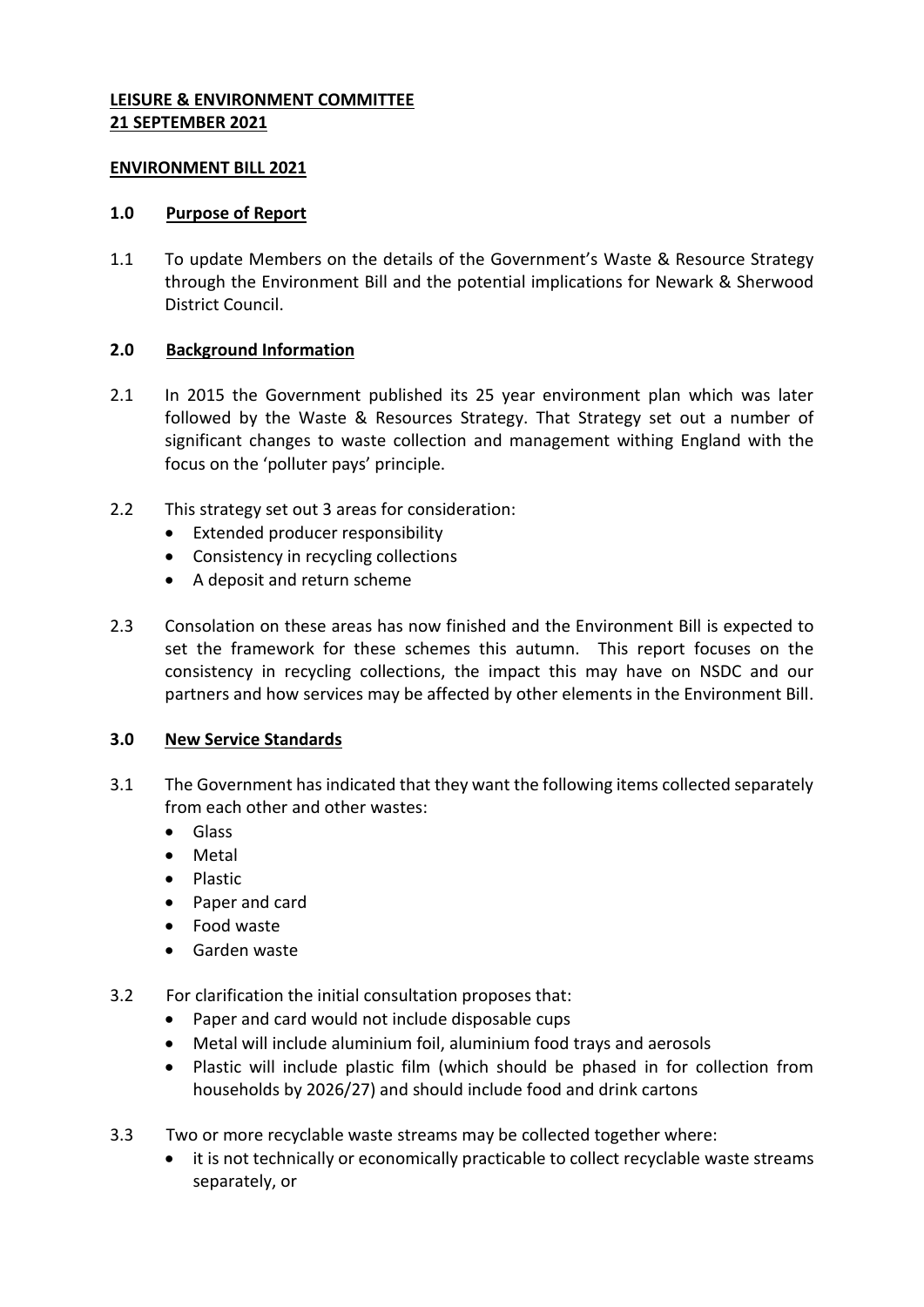**LEISURE & ENVIRONMENT COMMITTEE**
**21 SEPTEMBER 2021**

**ENVIRONMENT BILL 2021**

## 1.0 Purpose of Report

1.1 To update Members on the details of the Government's Waste & Resource Strategy through the Environment Bill and the potential implications for Newark & Sherwood District Council.

## 2.0 Background Information

2.1 In 2015 the Government published its 25 year environment plan which was later followed by the Waste & Resources Strategy. That Strategy set out a number of significant changes to waste collection and management withing England with the focus on the 'polluter pays' principle.

2.2 This strategy set out 3 areas for consideration:

- Extended producer responsibility
- Consistency in recycling collections
- A deposit and return scheme

2.3 Consolation on these areas has now finished and the Environment Bill is expected to set the framework for these schemes this autumn. This report focuses on the consistency in recycling collections, the impact this may have on NSDC and our partners and how services may be affected by other elements in the Environment Bill.

## 3.0 New Service Standards

3.1 The Government has indicated that they want the following items collected separately from each other and other wastes:

- Glass
- Metal
- Plastic
- Paper and card
- Food waste
- Garden waste

3.2 For clarification the initial consultation proposes that:

- Paper and card would not include disposable cups
- Metal will include aluminium foil, aluminium food trays and aerosols
- Plastic will include plastic film (which should be phased in for collection from households by 2026/27) and should include food and drink cartons

3.3 Two or more recyclable waste streams may be collected together where:

- it is not technically or economically practicable to collect recyclable waste streams separately, or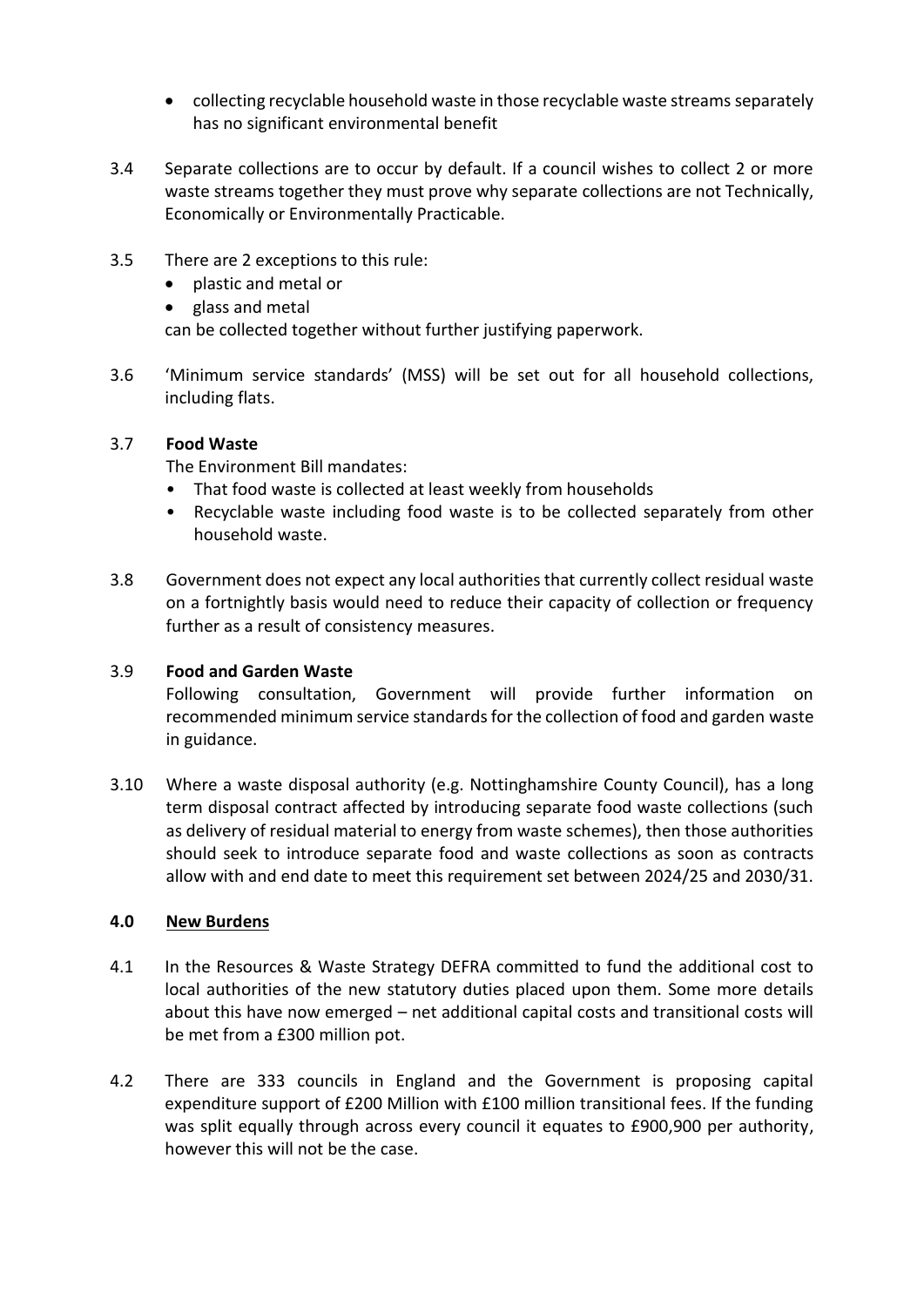- collecting recyclable household waste in those recyclable waste streams separately has no significant environmental benefit

3.4 Separate collections are to occur by default. If a council wishes to collect 2 or more waste streams together they must prove why separate collections are not Technically, Economically or Environmentally Practicable.

3.5 There are 2 exceptions to this rule:

- plastic and metal or
- glass and metal

can be collected together without further justifying paperwork.

3.6 'Minimum service standards' (MSS) will be set out for all household collections, including flats.

3.7 **Food Waste**

The Environment Bill mandates:

- That food waste is collected at least weekly from households
- Recyclable waste including food waste is to be collected separately from other household waste.

3.8 Government does not expect any local authorities that currently collect residual waste on a fortnightly basis would need to reduce their capacity of collection or frequency further as a result of consistency measures.

3.9 **Food and Garden Waste**

Following consultation, Government will provide further information on recommended minimum service standards for the collection of food and garden waste in guidance.

3.10 Where a waste disposal authority (e.g. Nottinghamshire County Council), has a long term disposal contract affected by introducing separate food waste collections (such as delivery of residual material to energy from waste schemes), then those authorities should seek to introduce separate food and waste collections as soon as contracts allow with and end date to meet this requirement set between 2024/25 and 2030/31.

**4.0 <u>New Burdens</u>**

4.1 In the Resources & Waste Strategy DEFRA committed to fund the additional cost to local authorities of the new statutory duties placed upon them. Some more details about this have now emerged – net additional capital costs and transitional costs will be met from a £300 million pot.

4.2 There are 333 councils in England and the Government is proposing capital expenditure support of £200 Million with £100 million transitional fees. If the funding was split equally through across every council it equates to £900,900 per authority, however this will not be the case.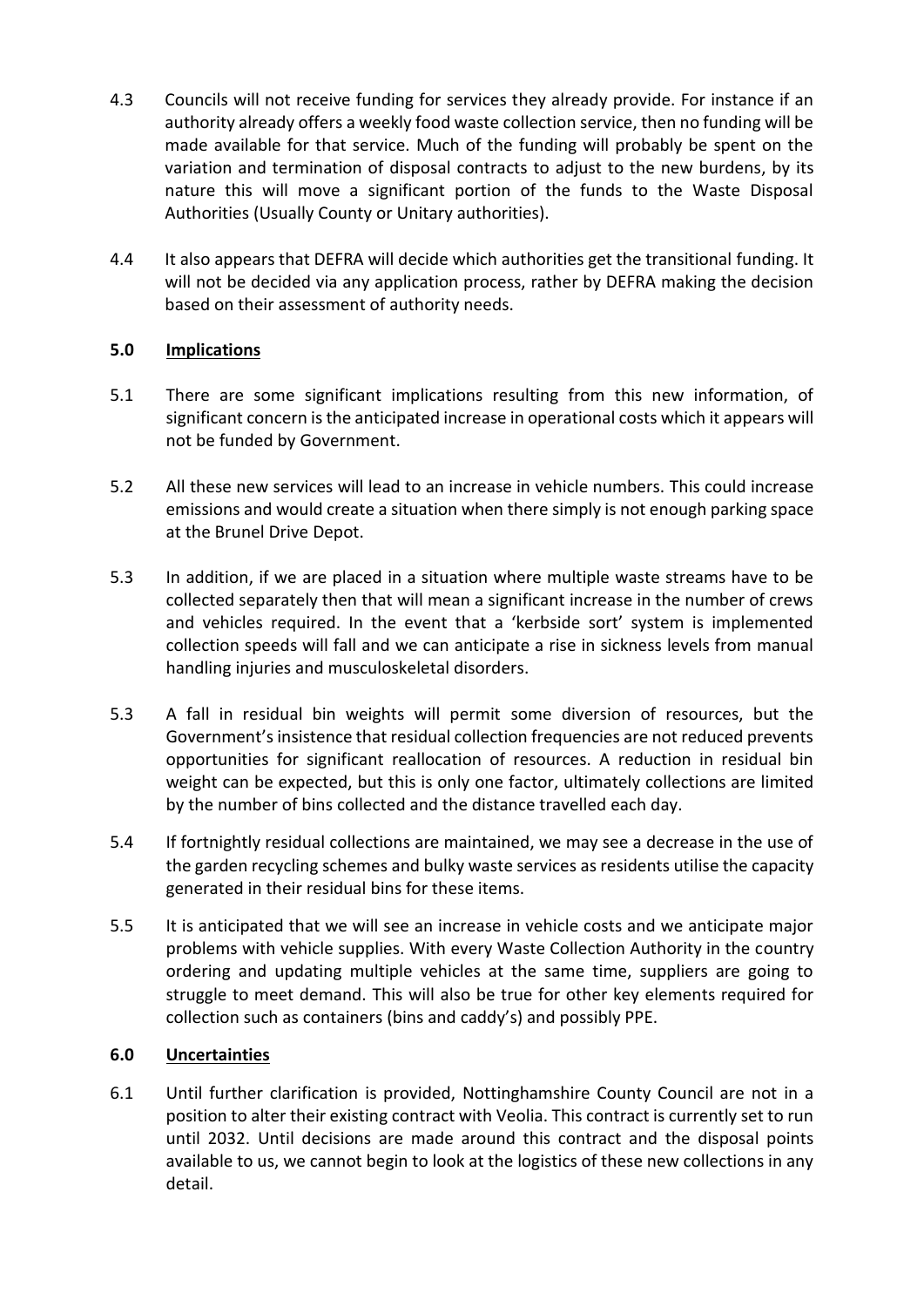4.3 Councils will not receive funding for services they already provide. For instance if an authority already offers a weekly food waste collection service, then no funding will be made available for that service. Much of the funding will probably be spent on the variation and termination of disposal contracts to adjust to the new burdens, by its nature this will move a significant portion of the funds to the Waste Disposal Authorities (Usually County or Unitary authorities).

4.4 It also appears that DEFRA will decide which authorities get the transitional funding. It will not be decided via any application process, rather by DEFRA making the decision based on their assessment of authority needs.

## 5.0 Implications

5.1 There are some significant implications resulting from this new information, of significant concern is the anticipated increase in operational costs which it appears will not be funded by Government.

5.2 All these new services will lead to an increase in vehicle numbers. This could increase emissions and would create a situation when there simply is not enough parking space at the Brunel Drive Depot.

5.3 In addition, if we are placed in a situation where multiple waste streams have to be collected separately then that will mean a significant increase in the number of crews and vehicles required. In the event that a 'kerbside sort' system is implemented collection speeds will fall and we can anticipate a rise in sickness levels from manual handling injuries and musculoskeletal disorders.

5.3 A fall in residual bin weights will permit some diversion of resources, but the Government's insistence that residual collection frequencies are not reduced prevents opportunities for significant reallocation of resources. A reduction in residual bin weight can be expected, but this is only one factor, ultimately collections are limited by the number of bins collected and the distance travelled each day.

5.4 If fortnightly residual collections are maintained, we may see a decrease in the use of the garden recycling schemes and bulky waste services as residents utilise the capacity generated in their residual bins for these items.

5.5 It is anticipated that we will see an increase in vehicle costs and we anticipate major problems with vehicle supplies. With every Waste Collection Authority in the country ordering and updating multiple vehicles at the same time, suppliers are going to struggle to meet demand. This will also be true for other key elements required for collection such as containers (bins and caddy's) and possibly PPE.

## 6.0 Uncertainties

6.1 Until further clarification is provided, Nottinghamshire County Council are not in a position to alter their existing contract with Veolia. This contract is currently set to run until 2032. Until decisions are made around this contract and the disposal points available to us, we cannot begin to look at the logistics of these new collections in any detail.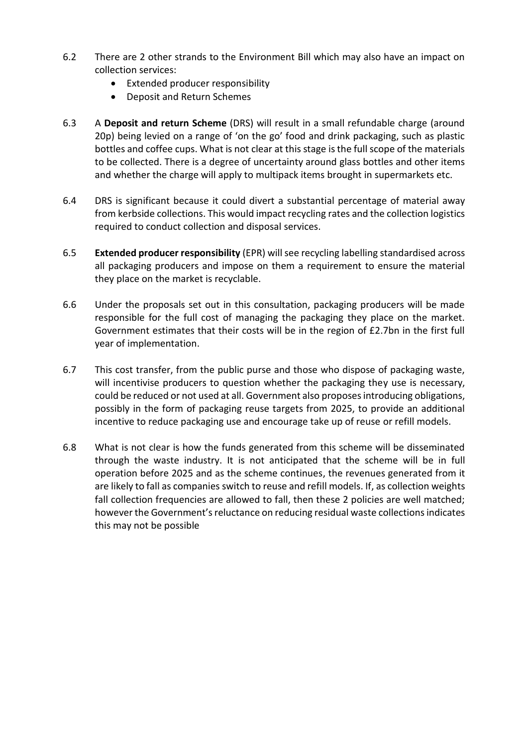6.2 There are 2 other strands to the Environment Bill which may also have an impact on collection services:

- Extended producer responsibility
- Deposit and Return Schemes

6.3 A **Deposit and return Scheme** (DRS) will result in a small refundable charge (around 20p) being levied on a range of 'on the go' food and drink packaging, such as plastic bottles and coffee cups. What is not clear at this stage is the full scope of the materials to be collected. There is a degree of uncertainty around glass bottles and other items and whether the charge will apply to multipack items brought in supermarkets etc.

6.4 DRS is significant because it could divert a substantial percentage of material away from kerbside collections. This would impact recycling rates and the collection logistics required to conduct collection and disposal services.

6.5 **Extended producer responsibility** (EPR) will see recycling labelling standardised across all packaging producers and impose on them a requirement to ensure the material they place on the market is recyclable.

6.6 Under the proposals set out in this consultation, packaging producers will be made responsible for the full cost of managing the packaging they place on the market. Government estimates that their costs will be in the region of £2.7bn in the first full year of implementation.

6.7 This cost transfer, from the public purse and those who dispose of packaging waste, will incentivise producers to question whether the packaging they use is necessary, could be reduced or not used at all. Government also proposes introducing obligations, possibly in the form of packaging reuse targets from 2025, to provide an additional incentive to reduce packaging use and encourage take up of reuse or refill models.

6.8 What is not clear is how the funds generated from this scheme will be disseminated through the waste industry. It is not anticipated that the scheme will be in full operation before 2025 and as the scheme continues, the revenues generated from it are likely to fall as companies switch to reuse and refill models. If, as collection weights fall collection frequencies are allowed to fall, then these 2 policies are well matched; however the Government's reluctance on reducing residual waste collections indicates this may not be possible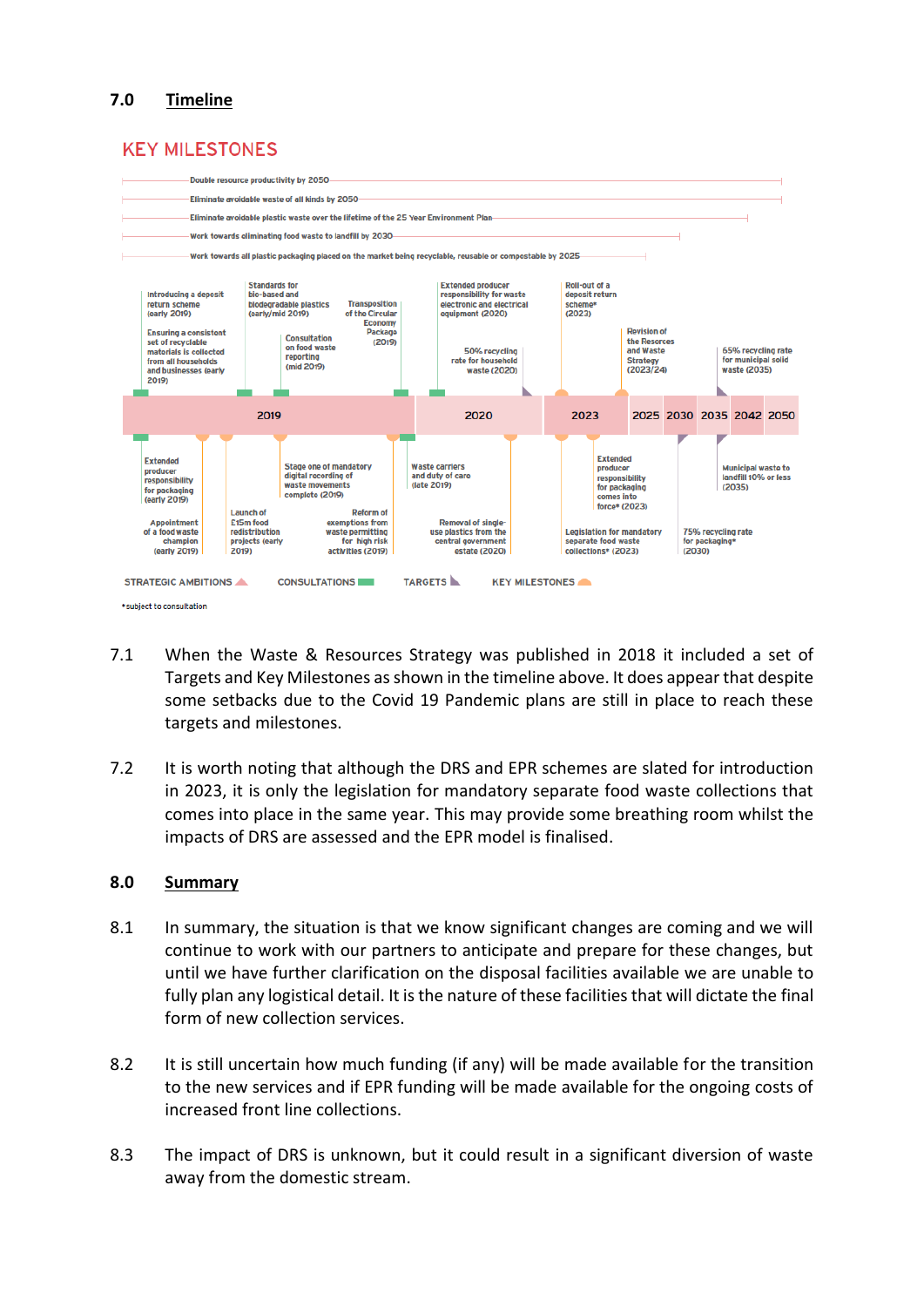## 7.0 Timeline

### KEY MILESTONES

Double resource productivity by 2050

Eliminate avoidable waste of all kinds by 2050

Eliminate avoidable plastic waste over the lifetime of the 25 Year Environment Plan

Work towards eliminating food waste to landfill by 2030

Work towards all plastic packaging placed on the market being recyclable, reusable or compostable by 2025

**2019**

- Introducing a deposit return scheme (early 2019)
- Ensuring a consistent set of recyclable materials is collected from all households and businesses (early 2019)
- Standards for bio-based and biodegradable plastics (early/mid 2019)
- Consultation on food waste reporting (mid 2019)
- Transposition of the Circular Economy Package (2019)
- Extended producer responsibility for packaging (early 2019)
- Appointment of a food waste champion (early 2019)
- Launch of £15m food redistribution projects (early 2019)
- Stage one of mandatory digital recording of waste movements complete (2019)
- Reform of exemptions from waste permitting for high risk activities (2019)
- Waste carriers and duty of care (late 2019)

**2020**

- Extended producer responsibility for waste electronic and electrical equipment (2020)
- 50% recycling rate for household waste (2020)
- Removal of single-use plastics from the central government estate (2020)

**2023**

- Roll-out of a deposit return scheme* (2023)
- Revision of the Resorces and Waste Strategy (2023/24)
- Extended producer responsibility for packaging comes into force* (2023)
- Legislation for mandatory separate food waste collections* (2023)

**2025 2030 2035 2042 2050**

- 65% recycling rate for municipal solid waste (2035)
- Municipal waste to landfill 10% or less (2035)
- 75% recycling rate for packaging* (2030)

STRATEGIC AMBITIONS | CONSULTATIONS | TARGETS | KEY MILESTONES

*subject to consultation

7.1 When the Waste & Resources Strategy was published in 2018 it included a set of Targets and Key Milestones as shown in the timeline above. It does appear that despite some setbacks due to the Covid 19 Pandemic plans are still in place to reach these targets and milestones.

7.2 It is worth noting that although the DRS and EPR schemes are slated for introduction in 2023, it is only the legislation for mandatory separate food waste collections that comes into place in the same year. This may provide some breathing room whilst the impacts of DRS are assessed and the EPR model is finalised.

## 8.0 Summary

8.1 In summary, the situation is that we know significant changes are coming and we will continue to work with our partners to anticipate and prepare for these changes, but until we have further clarification on the disposal facilities available we are unable to fully plan any logistical detail. It is the nature of these facilities that will dictate the final form of new collection services.

8.2 It is still uncertain how much funding (if any) will be made available for the transition to the new services and if EPR funding will be made available for the ongoing costs of increased front line collections.

8.3 The impact of DRS is unknown, but it could result in a significant diversion of waste away from the domestic stream.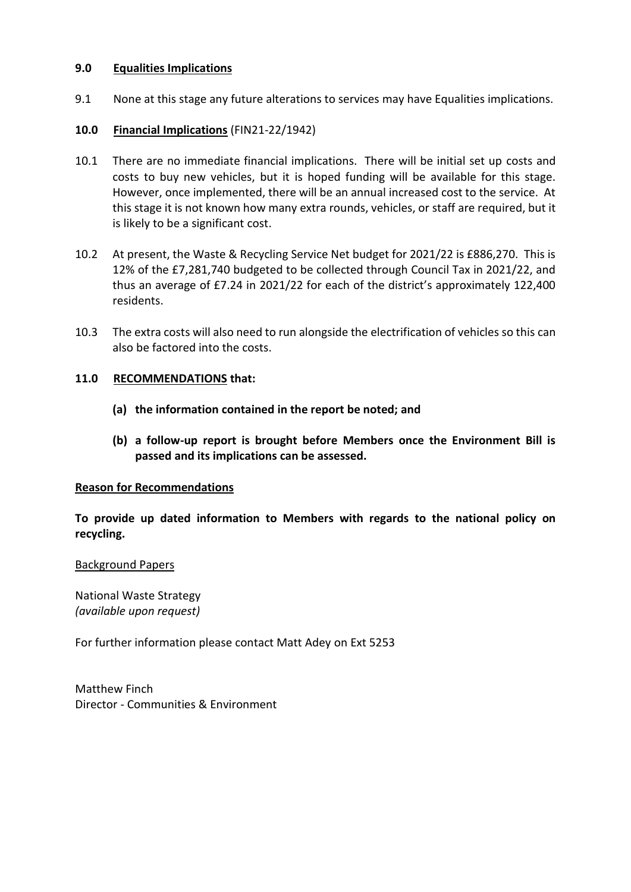## 9.0 Equalities Implications

9.1 None at this stage any future alterations to services may have Equalities implications.

## 10.0 Financial Implications (FIN21-22/1942)

10.1 There are no immediate financial implications. There will be initial set up costs and costs to buy new vehicles, but it is hoped funding will be available for this stage. However, once implemented, there will be an annual increased cost to the service. At this stage it is not known how many extra rounds, vehicles, or staff are required, but it is likely to be a significant cost.

10.2 At present, the Waste & Recycling Service Net budget for 2021/22 is £886,270. This is 12% of the £7,281,740 budgeted to be collected through Council Tax in 2021/22, and thus an average of £7.24 in 2021/22 for each of the district's approximately 122,400 residents.

10.3 The extra costs will also need to run alongside the electrification of vehicles so this can also be factored into the costs.

## 11.0 RECOMMENDATIONS that:

**(a) the information contained in the report be noted; and**

**(b) a follow-up report is brought before Members once the Environment Bill is passed and its implications can be assessed.**

**Reason for Recommendations**

**To provide up dated information to Members with regards to the national policy on recycling.**

Background Papers

National Waste Strategy
*(available upon request)*

For further information please contact Matt Adey on Ext 5253

Matthew Finch
Director - Communities & Environment